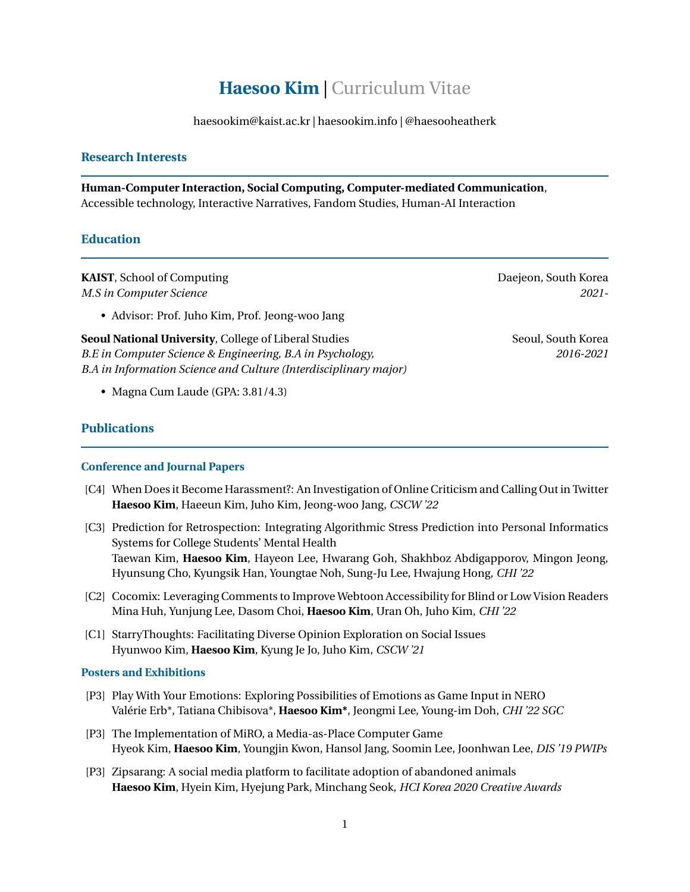# Haesoo Kim | Curriculum Vitae

haesookim@kaist.ac.kr | haesookim.info | @haesooheatherk

## Research Interests

**Human-Computer Interaction, Social Computing, Computer-mediated Communication**, Accessible technology, Interactive Narratives, Fandom Studies, Human-AI Interaction

## Education

**KAIST**, School of Computing — Daejeon, South Korea
*M.S in Computer Science* — *2021-*

- Advisor: Prof. Juho Kim, Prof. Jeong-woo Jang

**Seoul National University**, College of Liberal Studies — Seoul, South Korea
*B.E in Computer Science & Engineering, B.A in Psychology, B.A in Information Science and Culture (Interdisciplinary major)* — *2016-2021*

- Magna Cum Laude (GPA: 3.81/4.3)

## Publications

### Conference and Journal Papers

[C4] When Does it Become Harassment?: An Investigation of Online Criticism and Calling Out in Twitter
**Haesoo Kim**, Haeeun Kim, Juho Kim, Jeong-woo Jang, *CSCW '22*

[C3] Prediction for Retrospection: Integrating Algorithmic Stress Prediction into Personal Informatics Systems for College Students' Mental Health
Taewan Kim, **Haesoo Kim**, Hayeon Lee, Hwarang Goh, Shakhboz Abdigapporov, Mingon Jeong, Hyunsung Cho, Kyungsik Han, Youngtae Noh, Sung-Ju Lee, Hwajung Hong, *CHI '22*

[C2] Cocomix: Leveraging Comments to Improve Webtoon Accessibility for Blind or Low Vision Readers
Mina Huh, Yunjung Lee, Dasom Choi, **Haesoo Kim**, Uran Oh, Juho Kim, *CHI '22*

[C1] StarryThoughts: Facilitating Diverse Opinion Exploration on Social Issues
Hyunwoo Kim, **Haesoo Kim**, Kyung Je Jo, Juho Kim, *CSCW '21*

### Posters and Exhibitions

[P3] Play With Your Emotions: Exploring Possibilities of Emotions as Game Input in NERO
Valérie Erb*, Tatiana Chibisova*, **Haesoo Kim***, Jeongmi Lee, Young-im Doh, *CHI '22 SGC*

[P3] The Implementation of MiRO, a Media-as-Place Computer Game
Hyeok Kim, **Haesoo Kim**, Youngjin Kwon, Hansol Jang, Soomin Lee, Joonhwan Lee, *DIS '19 PWIPs*

[P3] Zipsarang: A social media platform to facilitate adoption of abandoned animals
**Haesoo Kim**, Hyein Kim, Hyejung Park, Minchang Seok, *HCI Korea 2020 Creative Awards*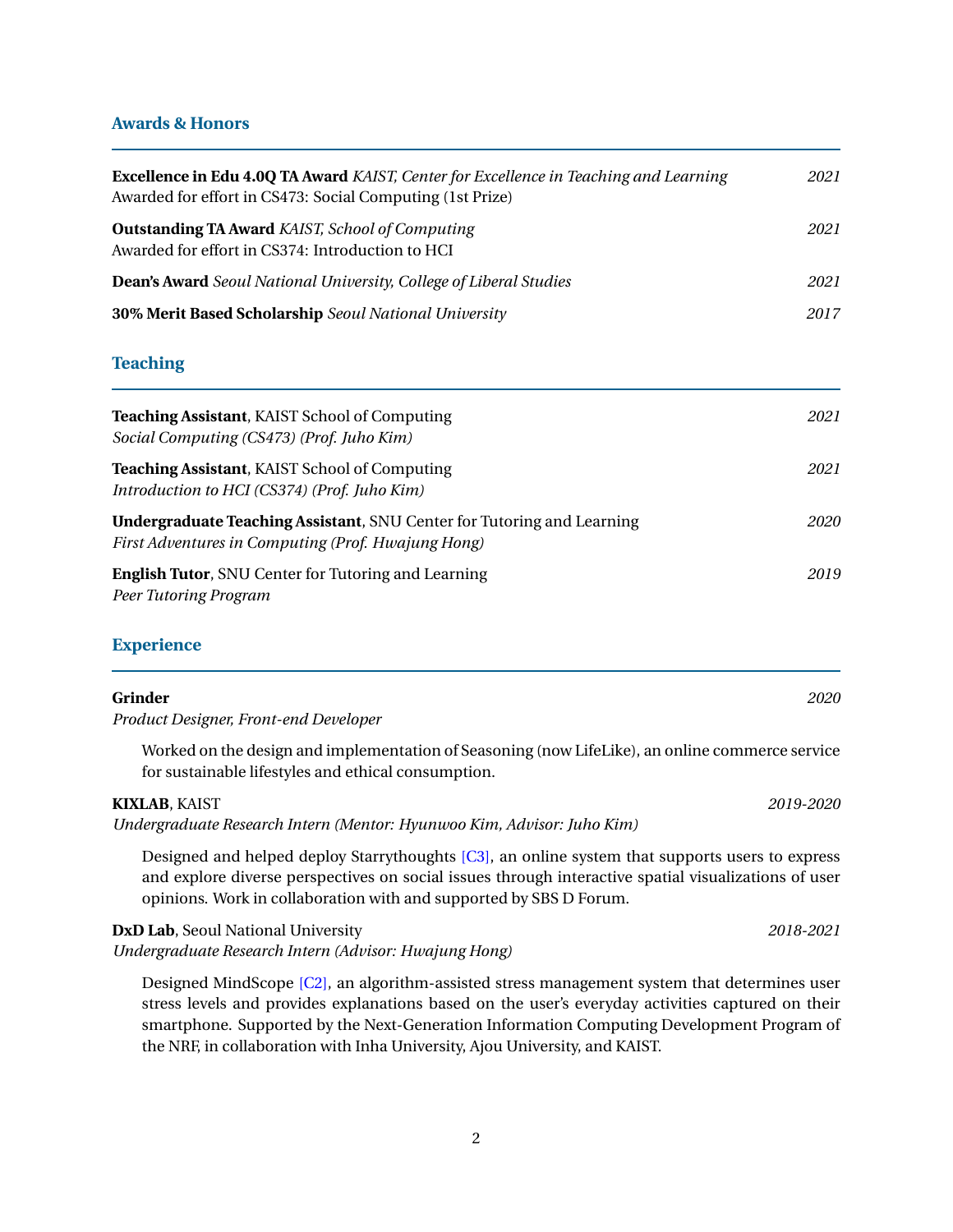## Awards & Honors

**Excellence in Edu 4.0Q TA Award** *KAIST, Center for Excellence in Teaching and Learning* *2021*
Awarded for effort in CS473: Social Computing (1st Prize)

**Outstanding TA Award** *KAIST, School of Computing* *2021*
Awarded for effort in CS374: Introduction to HCI

**Dean's Award** *Seoul National University, College of Liberal Studies* *2021*

**30% Merit Based Scholarship** *Seoul National University* *2017*

## Teaching

**Teaching Assistant**, KAIST School of Computing *2021*
*Social Computing (CS473) (Prof. Juho Kim)*

**Teaching Assistant**, KAIST School of Computing *2021*
*Introduction to HCI (CS374) (Prof. Juho Kim)*

**Undergraduate Teaching Assistant**, SNU Center for Tutoring and Learning *2020*
*First Adventures in Computing (Prof. Hwajung Hong)*

**English Tutor**, SNU Center for Tutoring and Learning *2019*
*Peer Tutoring Program*

## Experience

**Grinder** *2020*
*Product Designer, Front-end Developer*

Worked on the design and implementation of Seasoning (now LifeLike), an online commerce service for sustainable lifestyles and ethical consumption.

**KIXLAB**, KAIST *2019-2020*
*Undergraduate Research Intern (Mentor: Hyunwoo Kim, Advisor: Juho Kim)*

Designed and helped deploy Starrythoughts [C3], an online system that supports users to express and explore diverse perspectives on social issues through interactive spatial visualizations of user opinions. Work in collaboration with and supported by SBS D Forum.

**DxD Lab**, Seoul National University *2018-2021*
*Undergraduate Research Intern (Advisor: Hwajung Hong)*

Designed MindScope [C2], an algorithm-assisted stress management system that determines user stress levels and provides explanations based on the user's everyday activities captured on their smartphone. Supported by the Next-Generation Information Computing Development Program of the NRF, in collaboration with Inha University, Ajou University, and KAIST.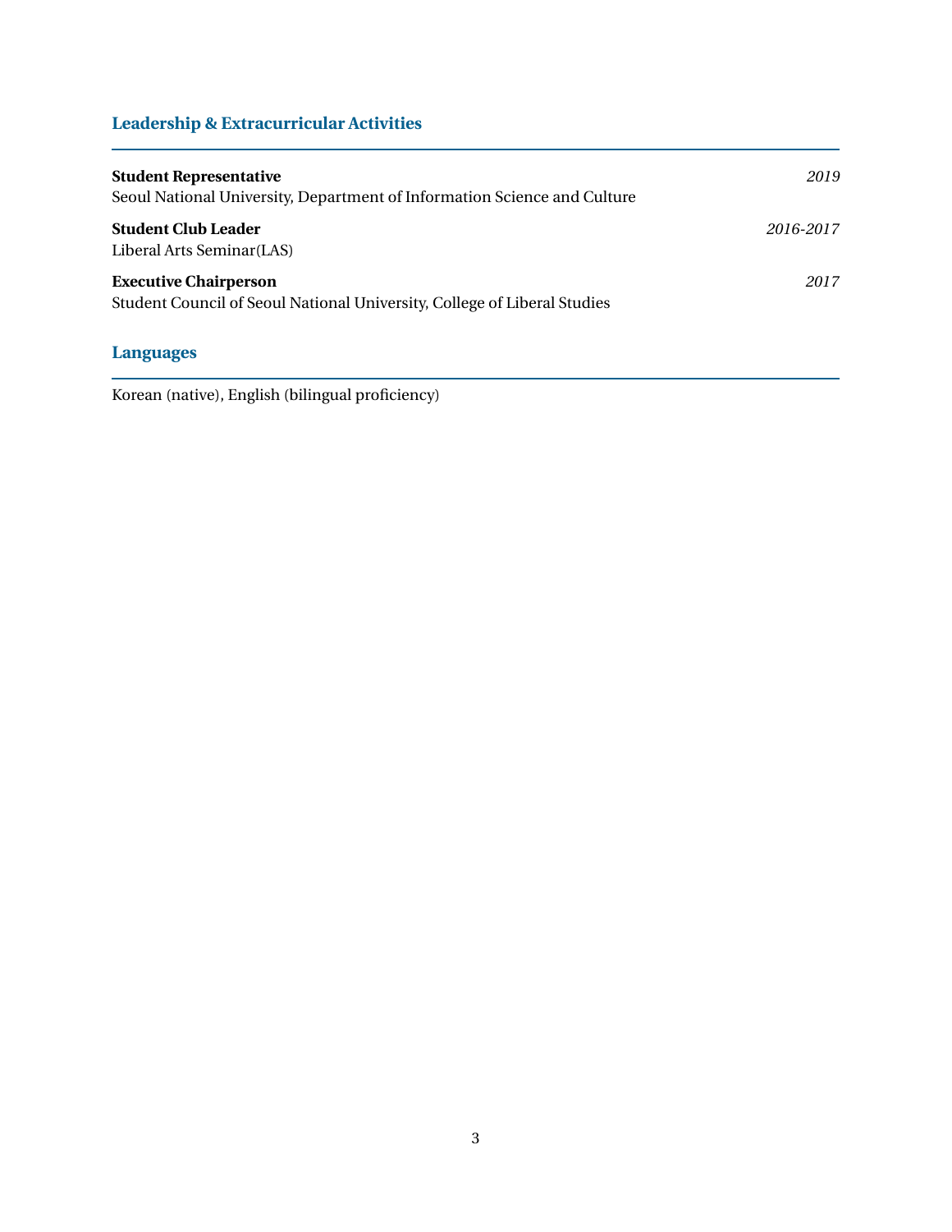## Leadership & Extracurricular Activities

**Student Representative** *2019*
Seoul National University, Department of Information Science and Culture

**Student Club Leader** *2016-2017*
Liberal Arts Seminar(LAS)

**Executive Chairperson** *2017*
Student Council of Seoul National University, College of Liberal Studies

## Languages

Korean (native), English (bilingual proficiency)